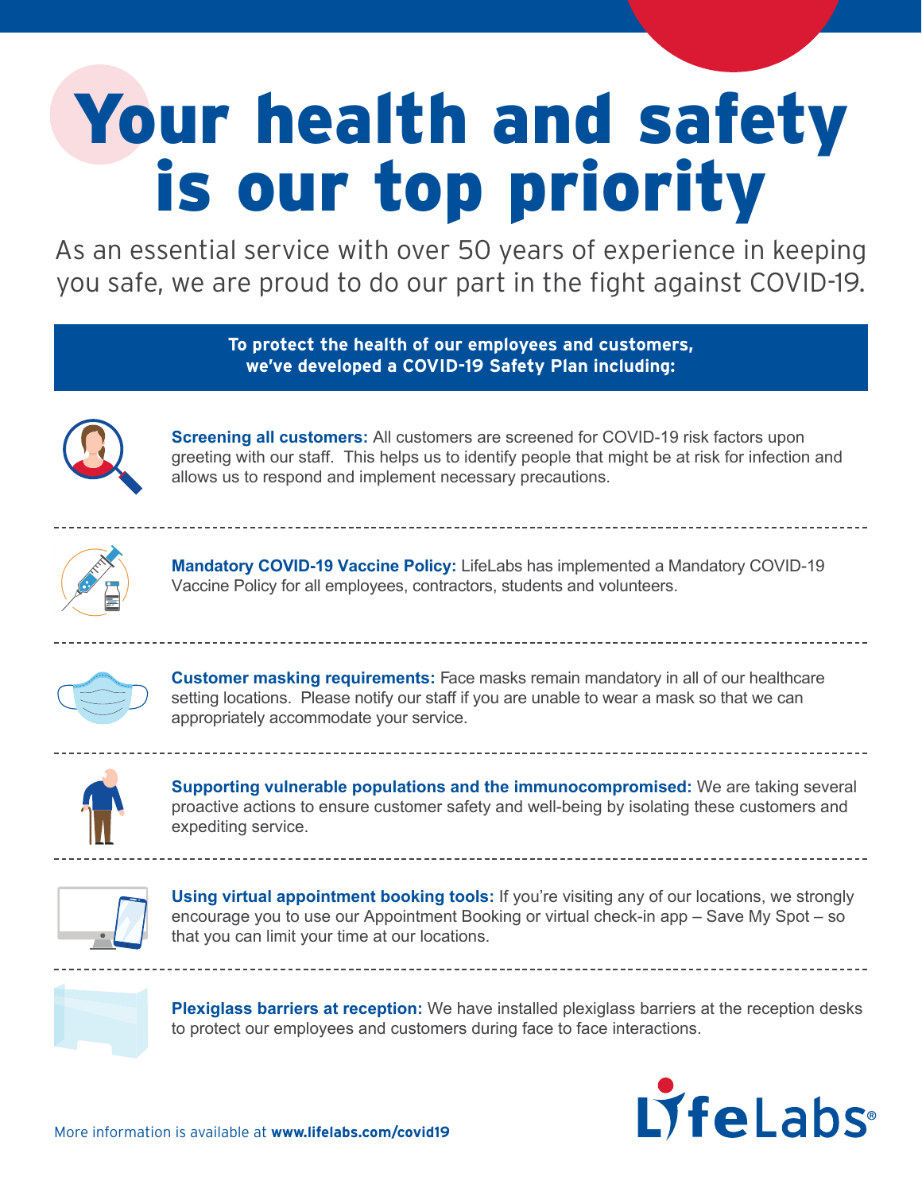# Your health and safety is our top priority

As an essential service with over 50 years of experience in keeping you safe, we are proud to do our part in the fight against COVID-19.

**To protect the health of our employees and customers, we've developed a COVID-19 Safety Plan including:**

**Screening all customers:** All customers are screened for COVID-19 risk factors upon greeting with our staff. This helps us to identify people that might be at risk for infection and allows us to respond and implement necessary precautions.

**Mandatory COVID-19 Vaccine Policy:** LifeLabs has implemented a Mandatory COVID-19 Vaccine Policy for all employees, contractors, students and volunteers.

**Customer masking requirements:** Face masks remain mandatory in all of our healthcare setting locations. Please notify our staff if you are unable to wear a mask so that we can appropriately accommodate your service.

**Supporting vulnerable populations and the immunocompromised:** We are taking several proactive actions to ensure customer safety and well-being by isolating these customers and expediting service.

**Using virtual appointment booking tools:** If you're visiting any of our locations, we strongly encourage you to use our Appointment Booking or virtual check-in app – Save My Spot – so that you can limit your time at our locations.

**Plexiglass barriers at reception:** We have installed plexiglass barriers at the reception desks to protect our employees and customers during face to face interactions.

More information is available at **www.lifelabs.com/covid19**

LifeLabs®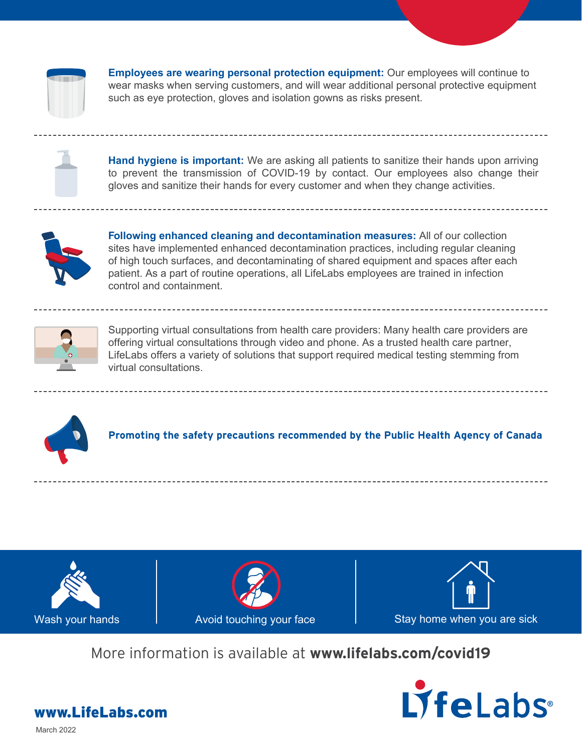**Employees are wearing personal protection equipment:** Our employees will continue to wear masks when serving customers, and will wear additional personal protective equipment such as eye protection, gloves and isolation gowns as risks present.

---

**Hand hygiene is important:** We are asking all patients to sanitize their hands upon arriving to prevent the transmission of COVID-19 by contact. Our employees also change their gloves and sanitize their hands for every customer and when they change activities.

---

**Following enhanced cleaning and decontamination measures:** All of our collection sites have implemented enhanced decontamination practices, including regular cleaning of high touch surfaces, and decontaminating of shared equipment and spaces after each patient. As a part of routine operations, all LifeLabs employees are trained in infection control and containment.

---

Supporting virtual consultations from health care providers: Many health care providers are offering virtual consultations through video and phone. As a trusted health care partner, LifeLabs offers a variety of solutions that support required medical testing stemming from virtual consultations.

---

**Promoting the safety precautions recommended by the Public Health Agency of Canada**

---

Wash your hands

Avoid touching your face

Stay home when you are sick

More information is available at **www.lifelabs.com/covid19**

**www.LifeLabs.com**

LifeLabs®

March 2022